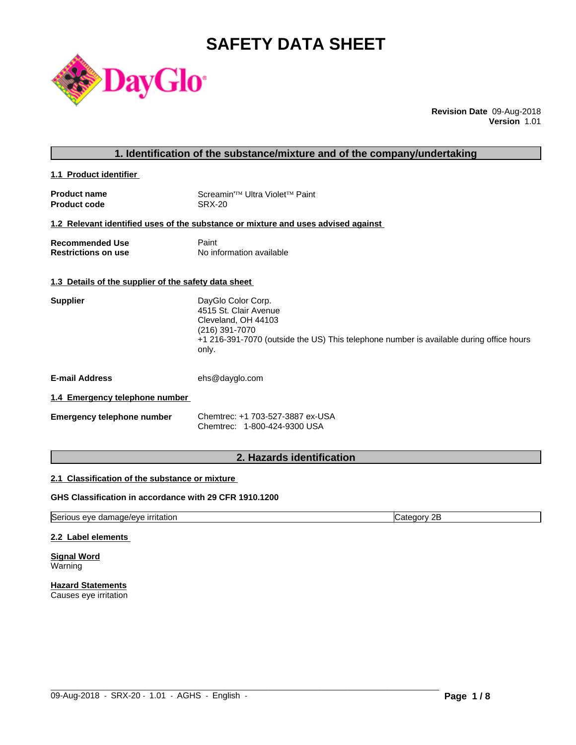# SAFETY DATA SHEET

DayGlo

**Revision Date** 09-Aug-2018
**Version** 1.01

## 1. Identification of the substance/mixture and of the company/undertaking

### 1.1 Product identifier

**Product name** Screamin'™ Ultra Violet™ Paint
**Product code** SRX-20

### 1.2 Relevant identified uses of the substance or mixture and uses advised against

**Recommended Use** Paint
**Restrictions on use** No information available

### 1.3 Details of the supplier of the safety data sheet

**Supplier**
DayGlo Color Corp.
4515 St. Clair Avenue
Cleveland, OH 44103
(216) 391-7070
+1 216-391-7070 (outside the US) This telephone number is available during office hours only.

**E-mail Address** ehs@dayglo.com

### 1.4 Emergency telephone number

**Emergency telephone number**
Chemtrec: +1 703-527-3887 ex-USA
Chemtrec: 1-800-424-9300 USA

## 2. Hazards identification

### 2.1 Classification of the substance or mixture

**GHS Classification in accordance with 29 CFR 1910.1200**

| Serious eye damage/eye irritation | Category 2B |
|---|---|

### 2.2 Label elements

**Signal Word**
Warning

**Hazard Statements**
Causes eye irritation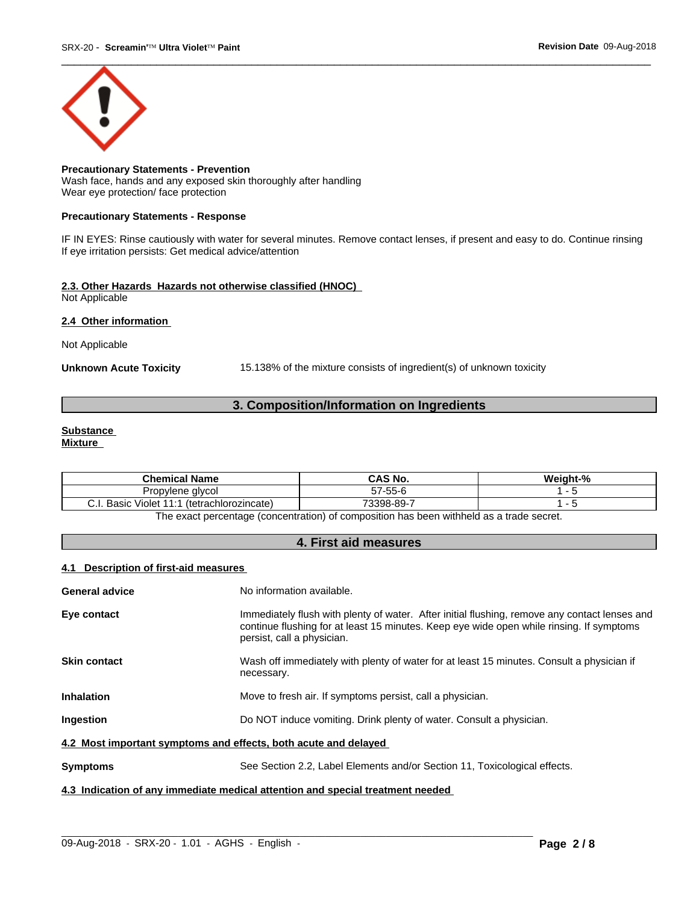**Precautionary Statements - Prevention**
Wash face, hands and any exposed skin thoroughly after handling
Wear eye protection/ face protection

**Precautionary Statements - Response**

IF IN EYES: Rinse cautiously with water for several minutes. Remove contact lenses, if present and easy to do. Continue rinsing
If eye irritation persists: Get medical advice/attention

**2.3. Other Hazards Hazards not otherwise classified (HNOC)**
Not Applicable

**2.4 Other information**

Not Applicable

**Unknown Acute Toxicity** 15.138% of the mixture consists of ingredient(s) of unknown toxicity

## 3. Composition/Information on Ingredients

**Substance**
**Mixture**

| Chemical Name | CAS No. | Weight-% |
|---|---|---|
| Propylene glycol | 57-55-6 | 1 - 5 |
| C.I. Basic Violet 11:1 (tetrachlorozincate) | 73398-89-7 | 1 - 5 |

The exact percentage (concentration) of composition has been withheld as a trade secret.

## 4. First aid measures

**4.1 Description of first-aid measures**

**General advice** No information available.

**Eye contact** Immediately flush with plenty of water. After initial flushing, remove any contact lenses and continue flushing for at least 15 minutes. Keep eye wide open while rinsing. If symptoms persist, call a physician.

**Skin contact** Wash off immediately with plenty of water for at least 15 minutes. Consult a physician if necessary.

**Inhalation** Move to fresh air. If symptoms persist, call a physician.

**Ingestion** Do NOT induce vomiting. Drink plenty of water. Consult a physician.

**4.2 Most important symptoms and effects, both acute and delayed**

**Symptoms** See Section 2.2, Label Elements and/or Section 11, Toxicological effects.

**4.3 Indication of any immediate medical attention and special treatment needed**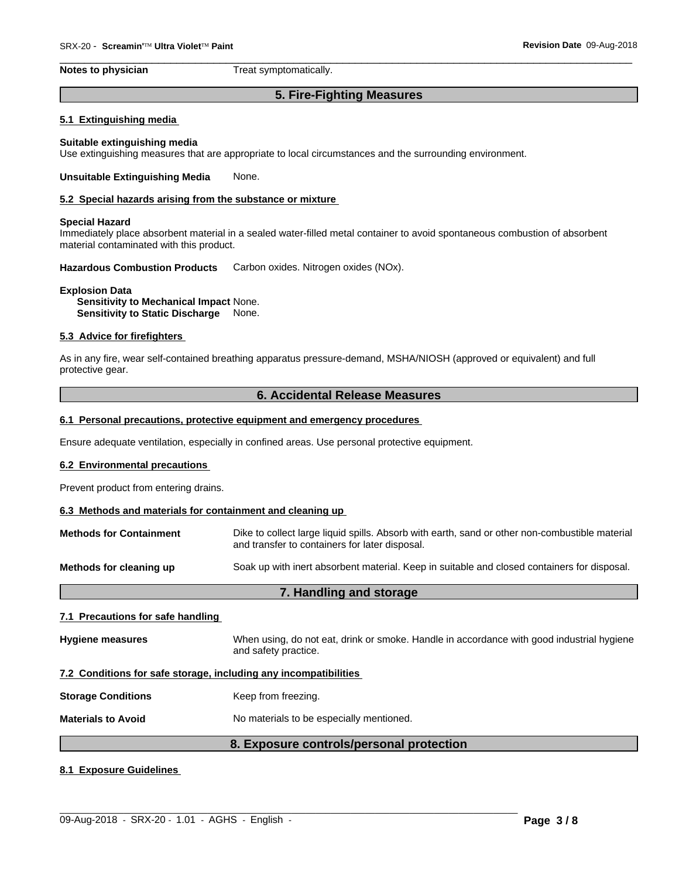**Notes to physician** Treat symptomatically.

## 5. Fire-Fighting Measures

### 5.1 Extinguishing media

**Suitable extinguishing media**
Use extinguishing measures that are appropriate to local circumstances and the surrounding environment.

**Unsuitable Extinguishing Media** None.

### 5.2 Special hazards arising from the substance or mixture

**Special Hazard**
Immediately place absorbent material in a sealed water-filled metal container to avoid spontaneous combustion of absorbent material contaminated with this product.

**Hazardous Combustion Products** Carbon oxides. Nitrogen oxides (NOx).

**Explosion Data**
**Sensitivity to Mechanical Impact** None.
**Sensitivity to Static Discharge** None.

### 5.3 Advice for firefighters

As in any fire, wear self-contained breathing apparatus pressure-demand, MSHA/NIOSH (approved or equivalent) and full protective gear.

## 6. Accidental Release Measures

### 6.1 Personal precautions, protective equipment and emergency procedures

Ensure adequate ventilation, especially in confined areas. Use personal protective equipment.

### 6.2 Environmental precautions

Prevent product from entering drains.

### 6.3 Methods and materials for containment and cleaning up

**Methods for Containment** Dike to collect large liquid spills. Absorb with earth, sand or other non-combustible material and transfer to containers for later disposal.

**Methods for cleaning up** Soak up with inert absorbent material. Keep in suitable and closed containers for disposal.

## 7. Handling and storage

### 7.1 Precautions for safe handling

**Hygiene measures** When using, do not eat, drink or smoke. Handle in accordance with good industrial hygiene and safety practice.

### 7.2 Conditions for safe storage, including any incompatibilities

**Storage Conditions** Keep from freezing.

**Materials to Avoid** No materials to be especially mentioned.

## 8. Exposure controls/personal protection

### 8.1 Exposure Guidelines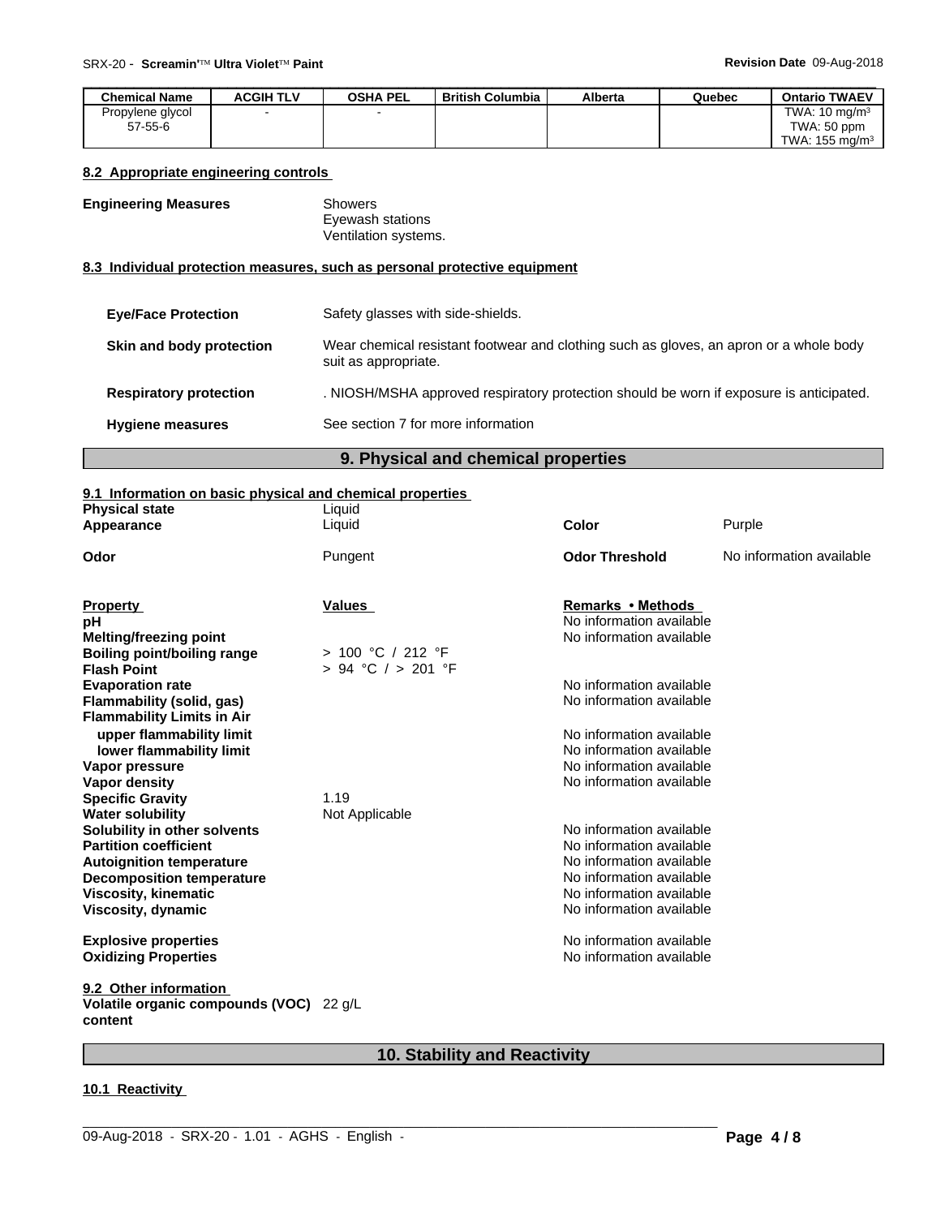| Chemical Name | ACGIH TLV | OSHA PEL | British Columbia | Alberta | Quebec | Ontario TWAEV |
|---|---|---|---|---|---|---|
| Propylene glycol 57-55-6 | - | - | | | | TWA: 10 mg/m³ TWA: 50 ppm TWA: 155 mg/m³ |

### 8.2 Appropriate engineering controls

**Engineering Measures**
Showers
Eyewash stations
Ventilation systems.

### 8.3 Individual protection measures, such as personal protective equipment

**Eye/Face Protection** Safety glasses with side-shields.

**Skin and body protection** Wear chemical resistant footwear and clothing such as gloves, an apron or a whole body suit as appropriate.

**Respiratory protection** . NIOSH/MSHA approved respiratory protection should be worn if exposure is anticipated.

**Hygiene measures** See section 7 for more information

## 9. Physical and chemical properties

### 9.1 Information on basic physical and chemical properties

| | | | |
|---|---|---|---|
| **Physical state** | Liquid | | |
| **Appearance** | Liquid | **Color** | Purple |
| **Odor** | Pungent | **Odor Threshold** | No information available |

| Property | Values | Remarks • Methods |
|---|---|---|
| **pH** | | No information available |
| **Melting/freezing point** | | No information available |
| **Boiling point/boiling range** | > 100 °C / 212 °F | |
| **Flash Point** | > 94 °C / > 201 °F | |
| **Evaporation rate** | | No information available |
| **Flammability (solid, gas)** | | No information available |
| **Flammability Limits in Air** | | |
| **upper flammability limit** | | No information available |
| **lower flammability limit** | | No information available |
| **Vapor pressure** | | No information available |
| **Vapor density** | | No information available |
| **Specific Gravity** | 1.19 | |
| **Water solubility** | Not Applicable | |
| **Solubility in other solvents** | | No information available |
| **Partition coefficient** | | No information available |
| **Autoignition temperature** | | No information available |
| **Decomposition temperature** | | No information available |
| **Viscosity, kinematic** | | No information available |
| **Viscosity, dynamic** | | No information available |
| **Explosive properties** | | No information available |
| **Oxidizing Properties** | | No information available |

### 9.2 Other information

**Volatile organic compounds (VOC) content** 22 g/L

## 10. Stability and Reactivity

### 10.1 Reactivity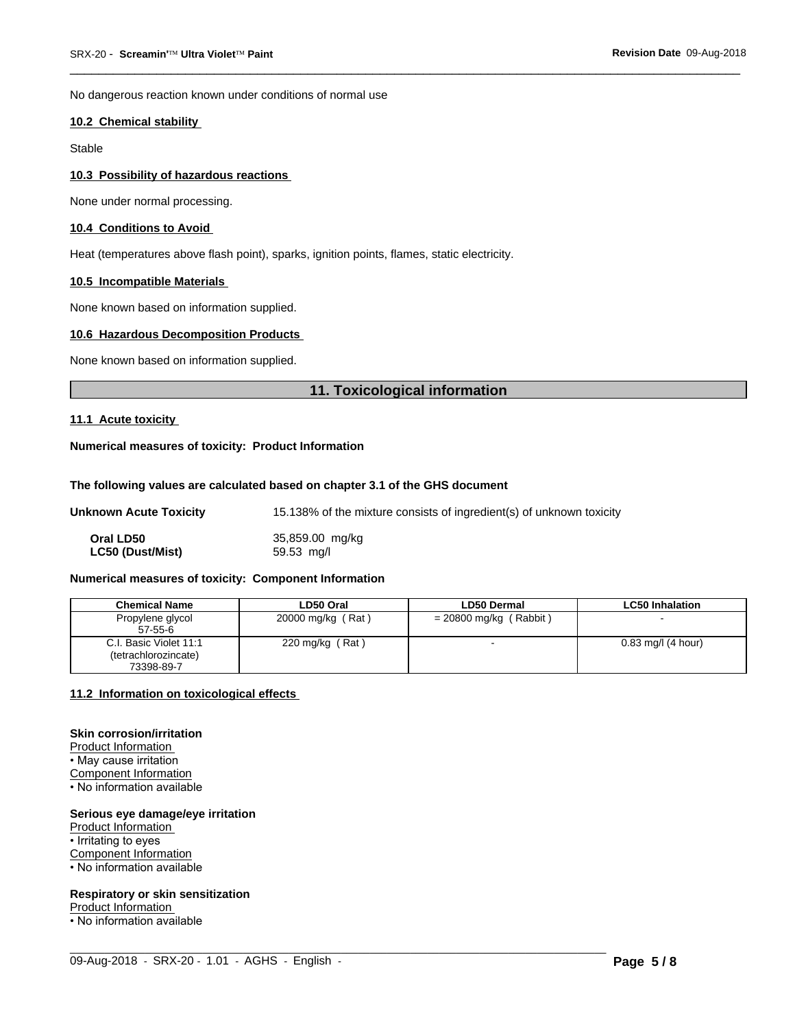No dangerous reaction known under conditions of normal use

### 10.2 Chemical stability

Stable

### 10.3 Possibility of hazardous reactions

None under normal processing.

### 10.4 Conditions to Avoid

Heat (temperatures above flash point), sparks, ignition points, flames, static electricity.

### 10.5 Incompatible Materials

None known based on information supplied.

### 10.6 Hazardous Decomposition Products

None known based on information supplied.

## 11. Toxicological information

### 11.1 Acute toxicity

**Numerical measures of toxicity: Product Information**

**The following values are calculated based on chapter 3.1 of the GHS document**

**Unknown Acute Toxicity** 15.138% of the mixture consists of ingredient(s) of unknown toxicity

**Oral LD50** 35,859.00 mg/kg
**LC50 (Dust/Mist)** 59.53 mg/l

**Numerical measures of toxicity: Component Information**

| Chemical Name | LD50 Oral | LD50 Dermal | LC50 Inhalation |
|---|---|---|---|
| Propylene glycol 57-55-6 | 20000 mg/kg ( Rat ) | = 20800 mg/kg ( Rabbit ) | - |
| C.I. Basic Violet 11:1 (tetrachlorozincate) 73398-89-7 | 220 mg/kg ( Rat ) | - | 0.83 mg/l (4 hour) |

### 11.2 Information on toxicological effects

**Skin corrosion/irritation**
Product Information
• May cause irritation
Component Information
• No information available

**Serious eye damage/eye irritation**
Product Information
• Irritating to eyes
Component Information
• No information available

**Respiratory or skin sensitization**
Product Information
• No information available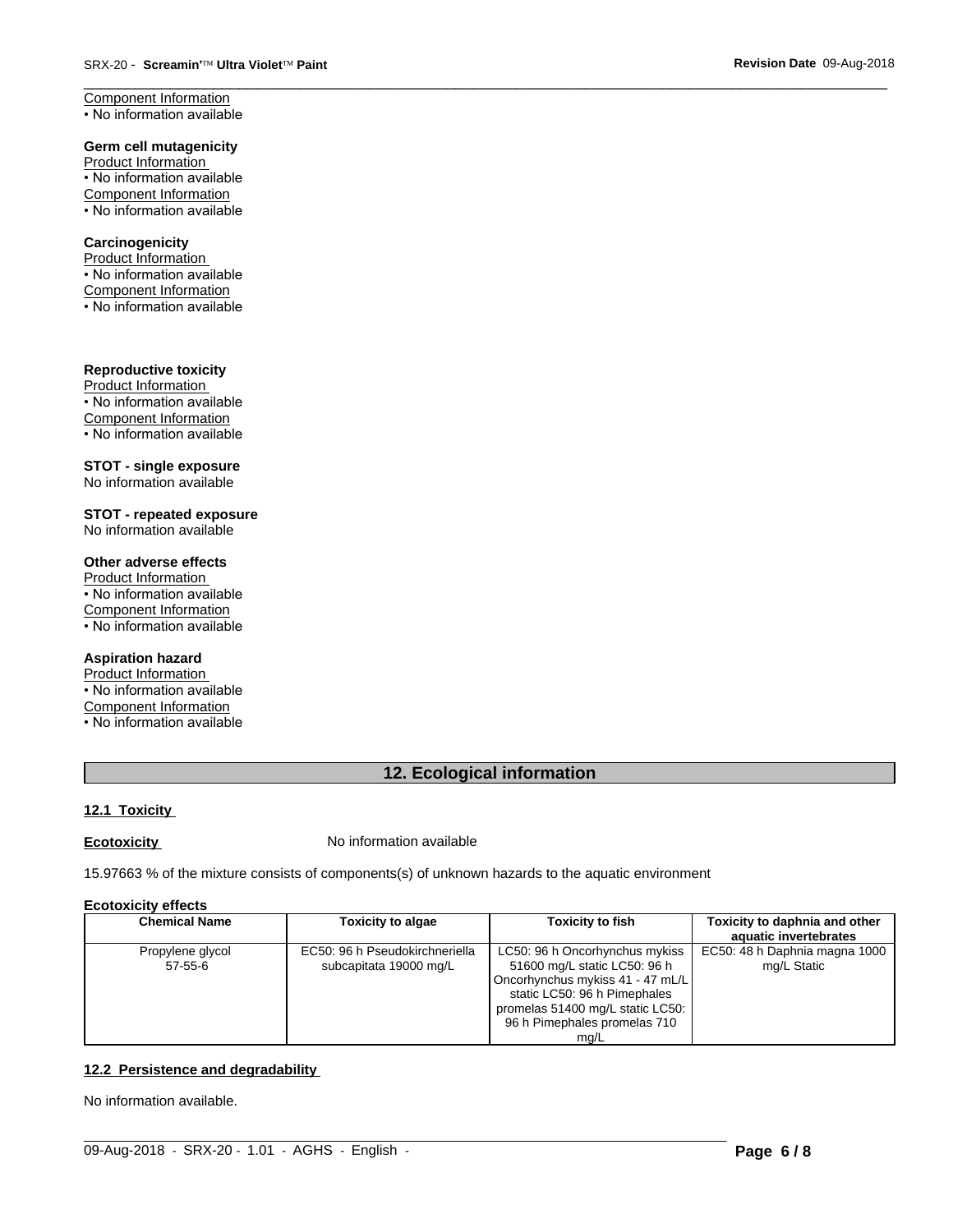Component Information
• No information available

**Germ cell mutagenicity**
Product Information
• No information available
Component Information
• No information available

**Carcinogenicity**
Product Information
• No information available
Component Information
• No information available

**Reproductive toxicity**
Product Information
• No information available
Component Information
• No information available

**STOT - single exposure**
No information available

**STOT - repeated exposure**
No information available

**Other adverse effects**
Product Information
• No information available
Component Information
• No information available

**Aspiration hazard**
Product Information
• No information available
Component Information
• No information available

## 12. Ecological information

### 12.1 Toxicity

**Ecotoxicity** No information available

15.97663 % of the mixture consists of components(s) of unknown hazards to the aquatic environment

**Ecotoxicity effects**

| Chemical Name | Toxicity to algae | Toxicity to fish | Toxicity to daphnia and other aquatic invertebrates |
|---|---|---|---|
| Propylene glycol 57-55-6 | EC50: 96 h Pseudokirchneriella subcapitata 19000 mg/L | LC50: 96 h Oncorhynchus mykiss 51600 mg/L static LC50: 96 h Oncorhynchus mykiss 41 - 47 mL/L static LC50: 96 h Pimephales promelas 51400 mg/L static LC50: 96 h Pimephales promelas 710 mg/L | EC50: 48 h Daphnia magna 1000 mg/L Static |

### 12.2 Persistence and degradability

No information available.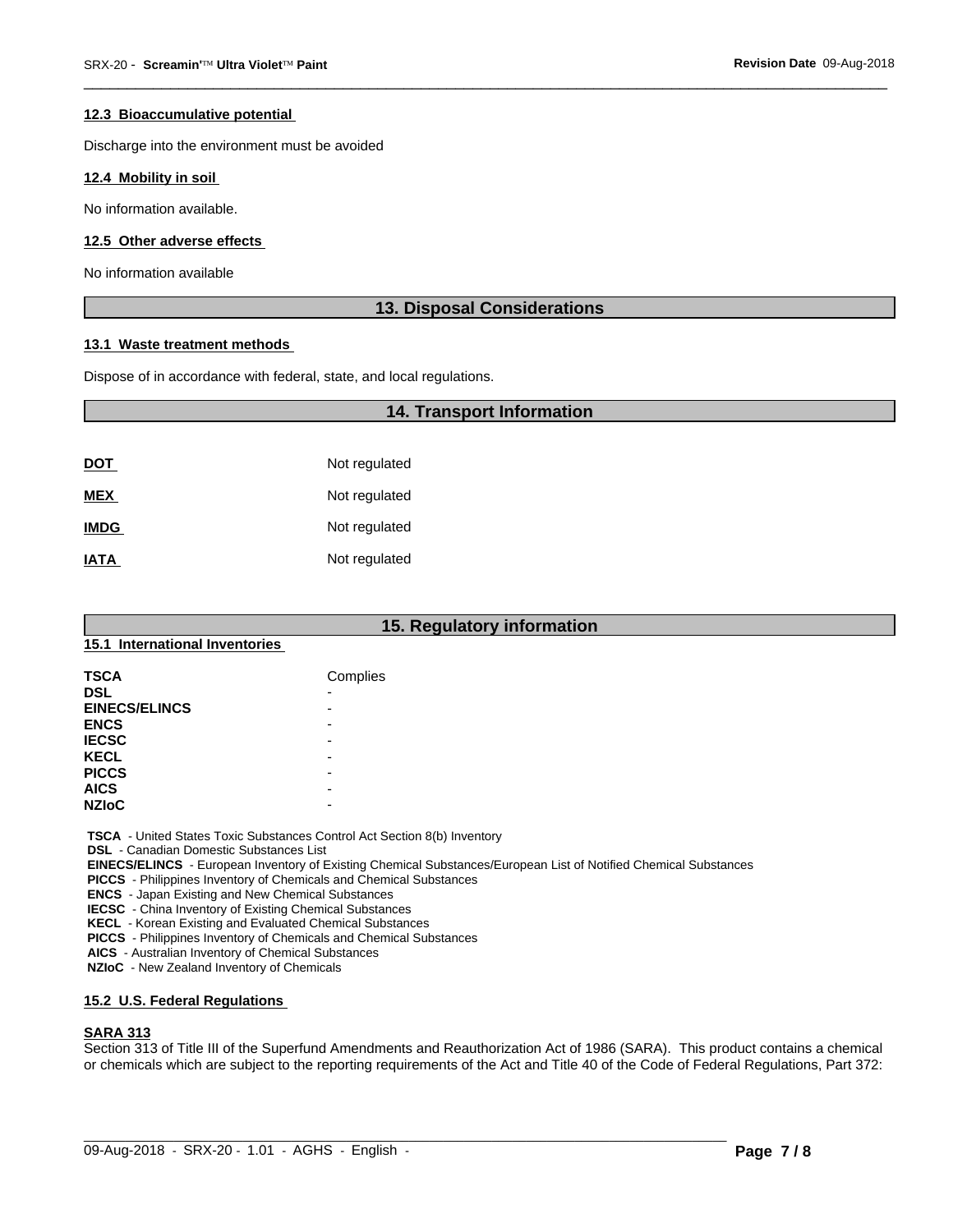#### 12.3 Bioaccumulative potential

Discharge into the environment must be avoided

#### 12.4 Mobility in soil

No information available.

#### 12.5 Other adverse effects

No information available

## 13. Disposal Considerations

#### 13.1 Waste treatment methods

Dispose of in accordance with federal, state, and local regulations.

## 14. Transport Information

| | |
|---|---|
| **DOT** | Not regulated |
| **MEX** | Not regulated |
| **IMDG** | Not regulated |
| **IATA** | Not regulated |

## 15. Regulatory information

#### 15.1 International Inventories

| | |
|---|---|
| **TSCA** | Complies |
| **DSL** | - |
| **EINECS/ELINCS** | - |
| **ENCS** | - |
| **IECSC** | - |
| **KECL** | - |
| **PICCS** | - |
| **AICS** | - |
| **NZIoC** | - |

**TSCA** - United States Toxic Substances Control Act Section 8(b) Inventory
**DSL** - Canadian Domestic Substances List
**EINECS/ELINCS** - European Inventory of Existing Chemical Substances/European List of Notified Chemical Substances
**PICCS** - Philippines Inventory of Chemicals and Chemical Substances
**ENCS** - Japan Existing and New Chemical Substances
**IECSC** - China Inventory of Existing Chemical Substances
**KECL** - Korean Existing and Evaluated Chemical Substances
**PICCS** - Philippines Inventory of Chemicals and Chemical Substances
**AICS** - Australian Inventory of Chemical Substances
**NZIoC** - New Zealand Inventory of Chemicals

#### 15.2 U.S. Federal Regulations

**SARA 313**

Section 313 of Title III of the Superfund Amendments and Reauthorization Act of 1986 (SARA). This product contains a chemical or chemicals which are subject to the reporting requirements of the Act and Title 40 of the Code of Federal Regulations, Part 372: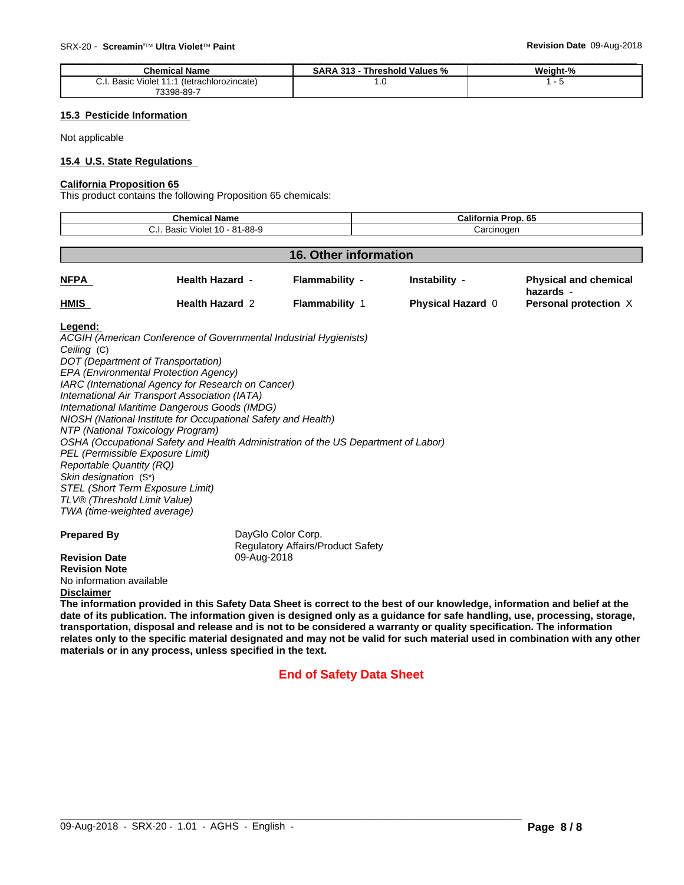| Chemical Name | SARA 313 - Threshold Values % | Weight-% |
|---|---|---|
| C.I. Basic Violet 11:1 (tetrachlorozincate) 73398-89-7 | 1.0 | 1 - 5 |

### 15.3 Pesticide Information

Not applicable

### 15.4 U.S. State Regulations

**California Proposition 65**

This product contains the following Proposition 65 chemicals:

| Chemical Name | California Prop. 65 |
|---|---|
| C.I. Basic Violet 10 - 81-88-9 | Carcinogen |

## 16. Other information

| | | | | |
|---|---|---|---|---|
| **NFPA** | **Health Hazard** - | **Flammability** - | **Instability** - | **Physical and chemical hazards** - |
| **HMIS** | **Health Hazard** 2 | **Flammability** 1 | **Physical Hazard** 0 | **Personal protection** X |

**Legend:**

*ACGIH (American Conference of Governmental Industrial Hygienists)*
*Ceiling* (C)
*DOT (Department of Transportation)*
*EPA (Environmental Protection Agency)*
*IARC (International Agency for Research on Cancer)*
*International Air Transport Association (IATA)*
*International Maritime Dangerous Goods (IMDG)*
*NIOSH (National Institute for Occupational Safety and Health)*
*NTP (National Toxicology Program)*
*OSHA (Occupational Safety and Health Administration of the US Department of Labor)*
*PEL (Permissible Exposure Limit)*
*Reportable Quantity (RQ)*
*Skin designation* (S*)
*STEL (Short Term Exposure Limit)*
*TLV® (Threshold Limit Value)*
*TWA (time-weighted average)*

**Prepared By** DayGlo Color Corp.
Regulatory Affairs/Product Safety

**Revision Date** 09-Aug-2018

**Revision Note**

No information available

**Disclaimer**

**The information provided in this Safety Data Sheet is correct to the best of our knowledge, information and belief at the date of its publication. The information given is designed only as a guidance for safe handling, use, processing, storage, transportation, disposal and release and is not to be considered a warranty or quality specification. The information relates only to the specific material designated and may not be valid for such material used in combination with any other materials or in any process, unless specified in the text.**

**End of Safety Data Sheet**